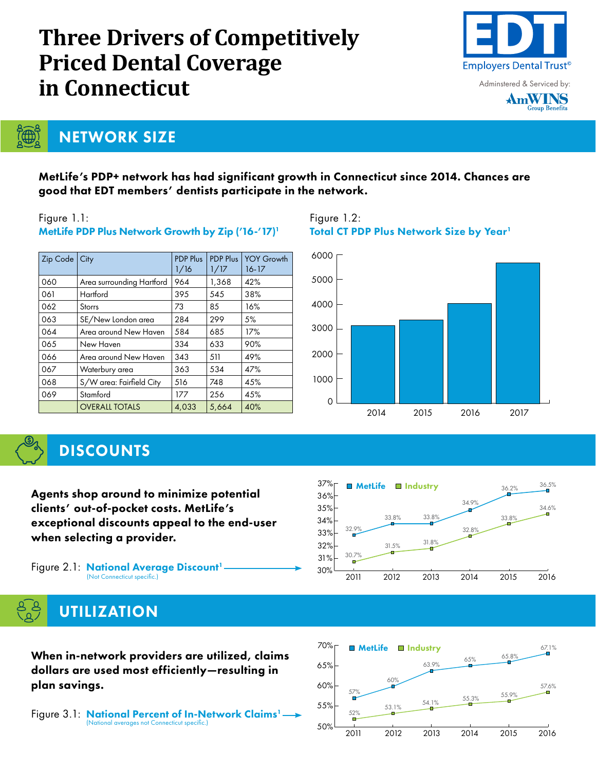# Three Drivers of Competitively Priced Dental Coverage in Connecticut

EDT Employers Dental Trust©

Adminstered & Serviced by: AmWINS Group Benefits

## NETWORK SIZE

**MetLife's PDP+ network has had significant growth in Connecticut since 2014. Chances are good that EDT members' dentists participate in the network.**

Figure 1.1:
**MetLife PDP Plus Network Growth by Zip ('16-'17)[1]**

| Zip Code | City | PDP Plus 1/16 | PDP Plus 1/17 | YOY Growth 16-17 |
|---|---|---|---|---|
| 060 | Area surrounding Hartford | 964 | 1,368 | 42% |
| 061 | Hartford | 395 | 545 | 38% |
| 062 | Storrs | 73 | 85 | 16% |
| 063 | SE/New London area | 284 | 299 | 5% |
| 064 | Area around New Haven | 584 | 685 | 17% |
| 065 | New Haven | 334 | 633 | 90% |
| 066 | Area around New Haven | 343 | 511 | 49% |
| 067 | Waterbury area | 363 | 534 | 47% |
| 068 | S/W area: Fairfield City | 516 | 748 | 45% |
| 069 | Stamford | 177 | 256 | 45% |
| | OVERALL TOTALS | 4,033 | 5,664 | 40% |

Figure 1.2:
**Total CT PDP Plus Network Size by Year[1]**

## DISCOUNTS

**Agents shop around to minimize potential clients' out-of-pocket costs. MetLife's exceptional discounts appeal to the end-user when selecting a provider.**

Figure 2.1: **National Average Discount[1]**
(Not Connecticut specific.)

| Year | MetLife | Industry |
|---|---|---|
| 2011 | 32.9% | 30.7% |
| 2012 | 33.8% | 31.5% |
| 2013 | 33.8% | 31.8% |
| 2014 | 34.9% | 32.8% |
| 2015 | 36.2% | 33.8% |
| 2016 | 36.5% | 34.6% |

## UTILIZATION

**When in-network providers are utilized, claims dollars are used most efficiently—resulting in plan savings.**

Figure 3.1: **National Percent of In-Network Claims[1]**
(National averages not Connecticut specific.)

| Year | MetLife | Industry |
|---|---|---|
| 2011 | 57% | 52% |
| 2012 | 60% | 53.1% |
| 2013 | 63.9% | 54.1% |
| 2014 | 65% | 55.3% |
| 2015 | 65.8% | 55.9% |
| 2016 | 67.1% | 57.6% |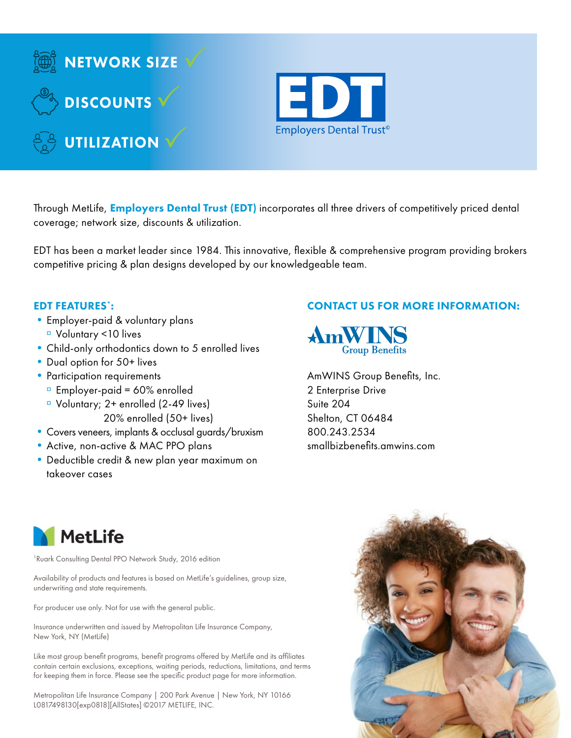**NETWORK SIZE ✓**

**DISCOUNTS ✓**

**UTILIZATION ✓**

EDT
Employers Dental Trust©

Through MetLife, **Employers Dental Trust (EDT)** incorporates all three drivers of competitively priced dental coverage; network size, discounts & utilization.

EDT has been a market leader since 1984. This innovative, flexible & comprehensive program providing brokers competitive pricing & plan designs developed by our knowledgeable team.

## EDT FEATURES[1]:

- Employer-paid & voluntary plans
  - Voluntary <10 lives
- Child-only orthodontics down to 5 enrolled lives
- Dual option for 50+ lives
- Participation requirements
  - Employer-paid = 60% enrolled
  - Voluntary; 2+ enrolled (2-49 lives)
    20% enrolled (50+ lives)
- Covers veneers, implants & occlusal guards/bruxism
- Active, non-active & MAC PPO plans
- Deductible credit & new plan year maximum on takeover cases

## CONTACT US FOR MORE INFORMATION:

AmWINS
Group Benefits

AmWINS Group Benefits, Inc.
2 Enterprise Drive
Suite 204
Shelton, CT 06484
800.243.2534
smallbizbenefits.amwins.com

MetLife

[1]Ruark Consulting Dental PPO Network Study, 2016 edition

Availability of products and features is based on MetLife's guidelines, group size, underwriting and state requirements.

For producer use only. Not for use with the general public.

Insurance underwritten and issued by Metropolitan Life Insurance Company, New York, NY (MetLife)

Like most group benefit programs, benefit programs offered by MetLife and its affiliates contain certain exclusions, exceptions, waiting periods, reductions, limitations, and terms for keeping them in force. Please see the specific product page for more information.

Metropolitan Life Insurance Company | 200 Park Avenue | New York, NY 10166
L0817498130[exp0818][AllStates] ©2017 METLIFE, INC.